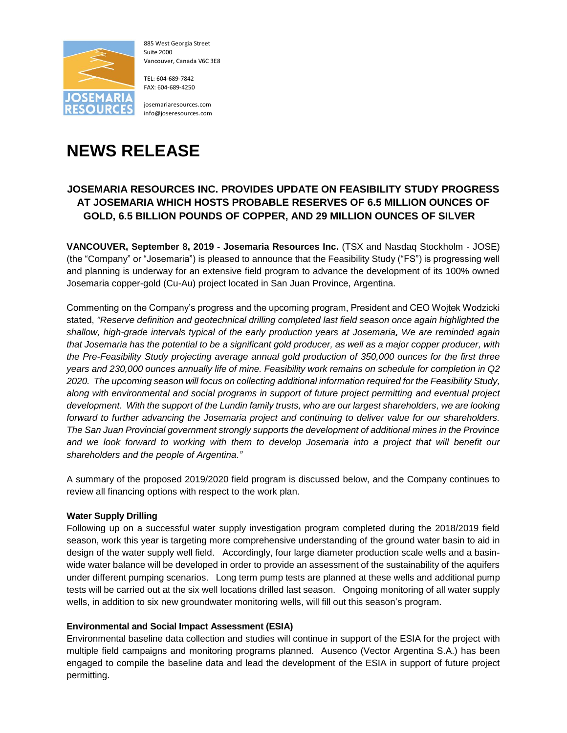885 West Georgia Street
Suite 2000
Vancouver, Canada V6C 3E8

TEL: 604-689-7842
FAX: 604-689-4250

josemariaresources.com
info@joseresources.com

# NEWS RELEASE

## JOSEMARIA RESOURCES INC. PROVIDES UPDATE ON FEASIBILITY STUDY PROGRESS AT JOSEMARIA WHICH HOSTS PROBABLE RESERVES OF 6.5 MILLION OUNCES OF GOLD, 6.5 BILLION POUNDS OF COPPER, AND 29 MILLION OUNCES OF SILVER

**VANCOUVER, September 8, 2019 - Josemaria Resources Inc.** (TSX and Nasdaq Stockholm - JOSE) (the "Company" or "Josemaria") is pleased to announce that the Feasibility Study ("FS") is progressing well and planning is underway for an extensive field program to advance the development of its 100% owned Josemaria copper-gold (Cu-Au) project located in San Juan Province, Argentina.

Commenting on the Company's progress and the upcoming program, President and CEO Wojtek Wodzicki stated, *"Reserve definition and geotechnical drilling completed last field season once again highlighted the shallow, high-grade intervals typical of the early production years at Josemaria. We are reminded again that Josemaria has the potential to be a significant gold producer, as well as a major copper producer, with the Pre-Feasibility Study projecting average annual gold production of 350,000 ounces for the first three years and 230,000 ounces annually life of mine. Feasibility work remains on schedule for completion in Q2 2020. The upcoming season will focus on collecting additional information required for the Feasibility Study, along with environmental and social programs in support of future project permitting and eventual project development. With the support of the Lundin family trusts, who are our largest shareholders, we are looking forward to further advancing the Josemaria project and continuing to deliver value for our shareholders. The San Juan Provincial government strongly supports the development of additional mines in the Province and we look forward to working with them to develop Josemaria into a project that will benefit our shareholders and the people of Argentina."*

A summary of the proposed 2019/2020 field program is discussed below, and the Company continues to review all financing options with respect to the work plan.

**Water Supply Drilling**

Following up on a successful water supply investigation program completed during the 2018/2019 field season, work this year is targeting more comprehensive understanding of the ground water basin to aid in design of the water supply well field. Accordingly, four large diameter production scale wells and a basin-wide water balance will be developed in order to provide an assessment of the sustainability of the aquifers under different pumping scenarios. Long term pump tests are planned at these wells and additional pump tests will be carried out at the six well locations drilled last season. Ongoing monitoring of all water supply wells, in addition to six new groundwater monitoring wells, will fill out this season's program.

**Environmental and Social Impact Assessment (ESIA)**

Environmental baseline data collection and studies will continue in support of the ESIA for the project with multiple field campaigns and monitoring programs planned. Ausenco (Vector Argentina S.A.) has been engaged to compile the baseline data and lead the development of the ESIA in support of future project permitting.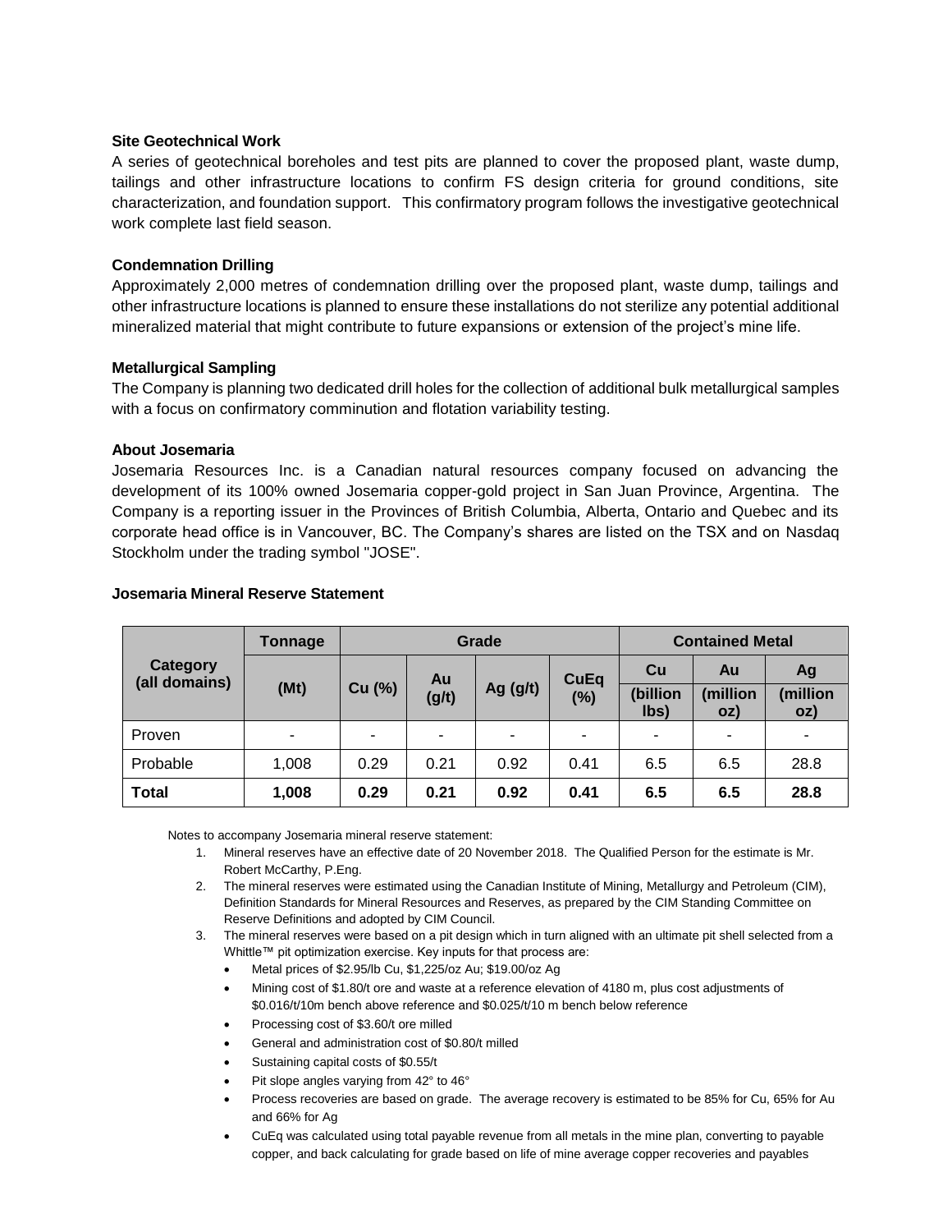### Site Geotechnical Work

A series of geotechnical boreholes and test pits are planned to cover the proposed plant, waste dump, tailings and other infrastructure locations to confirm FS design criteria for ground conditions, site characterization, and foundation support. This confirmatory program follows the investigative geotechnical work complete last field season.

### Condemnation Drilling

Approximately 2,000 metres of condemnation drilling over the proposed plant, waste dump, tailings and other infrastructure locations is planned to ensure these installations do not sterilize any potential additional mineralized material that might contribute to future expansions or extension of the project's mine life.

### Metallurgical Sampling

The Company is planning two dedicated drill holes for the collection of additional bulk metallurgical samples with a focus on confirmatory comminution and flotation variability testing.

### About Josemaria

Josemaria Resources Inc. is a Canadian natural resources company focused on advancing the development of its 100% owned Josemaria copper-gold project in San Juan Province, Argentina. The Company is a reporting issuer in the Provinces of British Columbia, Alberta, Ontario and Quebec and its corporate head office is in Vancouver, BC. The Company's shares are listed on the TSX and on Nasdaq Stockholm under the trading symbol "JOSE".

### Josemaria Mineral Reserve Statement

| Category (all domains) | Tonnage | Grade | | | | Contained Metal | | |
|---|---|---|---|---|---|---|---|---|
| | (Mt) | Cu (%) | Au (g/t) | Ag (g/t) | CuEq (%) | Cu (billion lbs) | Au (million oz) | Ag (million oz) |
| Proven | - | - | - | - | - | - | - | - |
| Probable | 1,008 | 0.29 | 0.21 | 0.92 | 0.41 | 6.5 | 6.5 | 28.8 |
| **Total** | **1,008** | **0.29** | **0.21** | **0.92** | **0.41** | **6.5** | **6.5** | **28.8** |

Notes to accompany Josemaria mineral reserve statement:

1. Mineral reserves have an effective date of 20 November 2018. The Qualified Person for the estimate is Mr. Robert McCarthy, P.Eng.
2. The mineral reserves were estimated using the Canadian Institute of Mining, Metallurgy and Petroleum (CIM), Definition Standards for Mineral Resources and Reserves, as prepared by the CIM Standing Committee on Reserve Definitions and adopted by CIM Council.
3. The mineral reserves were based on a pit design which in turn aligned with an ultimate pit shell selected from a Whittle™ pit optimization exercise. Key inputs for that process are:
   - Metal prices of \$2.95/lb Cu, \$1,225/oz Au; \$19.00/oz Ag
   - Mining cost of \$1.80/t ore and waste at a reference elevation of 4180 m, plus cost adjustments of \$0.016/t/10m bench above reference and \$0.025/t/10 m bench below reference
   - Processing cost of \$3.60/t ore milled
   - General and administration cost of \$0.80/t milled
   - Sustaining capital costs of \$0.55/t
   - Pit slope angles varying from 42° to 46°
   - Process recoveries are based on grade. The average recovery is estimated to be 85% for Cu, 65% for Au and 66% for Ag
   - CuEq was calculated using total payable revenue from all metals in the mine plan, converting to payable copper, and back calculating for grade based on life of mine average copper recoveries and payables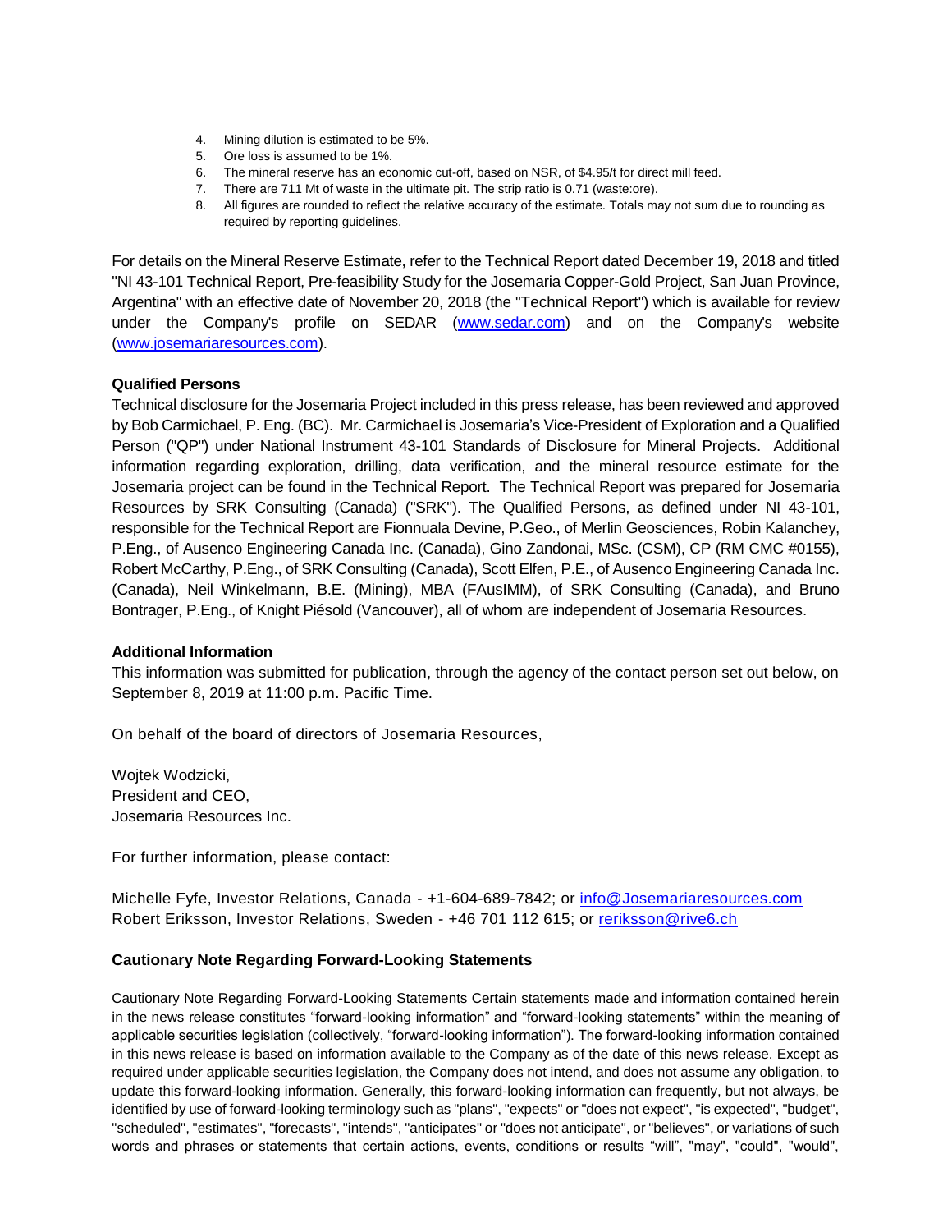4. Mining dilution is estimated to be 5%.
5. Ore loss is assumed to be 1%.
6. The mineral reserve has an economic cut-off, based on NSR, of $4.95/t for direct mill feed.
7. There are 711 Mt of waste in the ultimate pit. The strip ratio is 0.71 (waste:ore).
8. All figures are rounded to reflect the relative accuracy of the estimate. Totals may not sum due to rounding as required by reporting guidelines.

For details on the Mineral Reserve Estimate, refer to the Technical Report dated December 19, 2018 and titled "NI 43-101 Technical Report, Pre-feasibility Study for the Josemaria Copper-Gold Project, San Juan Province, Argentina" with an effective date of November 20, 2018 (the "Technical Report") which is available for review under the Company's profile on SEDAR (www.sedar.com) and on the Company's website (www.josemariaresources.com).

**Qualified Persons**

Technical disclosure for the Josemaria Project included in this press release, has been reviewed and approved by Bob Carmichael, P. Eng. (BC). Mr. Carmichael is Josemaria's Vice-President of Exploration and a Qualified Person ("QP") under National Instrument 43-101 Standards of Disclosure for Mineral Projects. Additional information regarding exploration, drilling, data verification, and the mineral resource estimate for the Josemaria project can be found in the Technical Report. The Technical Report was prepared for Josemaria Resources by SRK Consulting (Canada) ("SRK"). The Qualified Persons, as defined under NI 43-101, responsible for the Technical Report are Fionnuala Devine, P.Geo., of Merlin Geosciences, Robin Kalanchey, P.Eng., of Ausenco Engineering Canada Inc. (Canada), Gino Zandonai, MSc. (CSM), CP (RM CMC #0155), Robert McCarthy, P.Eng., of SRK Consulting (Canada), Scott Elfen, P.E., of Ausenco Engineering Canada Inc. (Canada), Neil Winkelmann, B.E. (Mining), MBA (FAusIMM), of SRK Consulting (Canada), and Bruno Bontrager, P.Eng., of Knight Piésold (Vancouver), all of whom are independent of Josemaria Resources.

**Additional Information**

This information was submitted for publication, through the agency of the contact person set out below, on September 8, 2019 at 11:00 p.m. Pacific Time.

On behalf of the board of directors of Josemaria Resources,

Wojtek Wodzicki,
President and CEO,
Josemaria Resources Inc.

For further information, please contact:

Michelle Fyfe, Investor Relations, Canada - +1-604-689-7842; or info@Josemariaresources.com
Robert Eriksson, Investor Relations, Sweden - +46 701 112 615; or reriksson@rive6.ch

**Cautionary Note Regarding Forward-Looking Statements**

Cautionary Note Regarding Forward-Looking Statements Certain statements made and information contained herein in the news release constitutes "forward-looking information" and "forward-looking statements" within the meaning of applicable securities legislation (collectively, "forward-looking information"). The forward-looking information contained in this news release is based on information available to the Company as of the date of this news release. Except as required under applicable securities legislation, the Company does not intend, and does not assume any obligation, to update this forward-looking information. Generally, this forward-looking information can frequently, but not always, be identified by use of forward-looking terminology such as "plans", "expects" or "does not expect", "is expected", "budget", "scheduled", "estimates", "forecasts", "intends", "anticipates" or "does not anticipate", or "believes", or variations of such words and phrases or statements that certain actions, events, conditions or results "will", "may", "could", "would",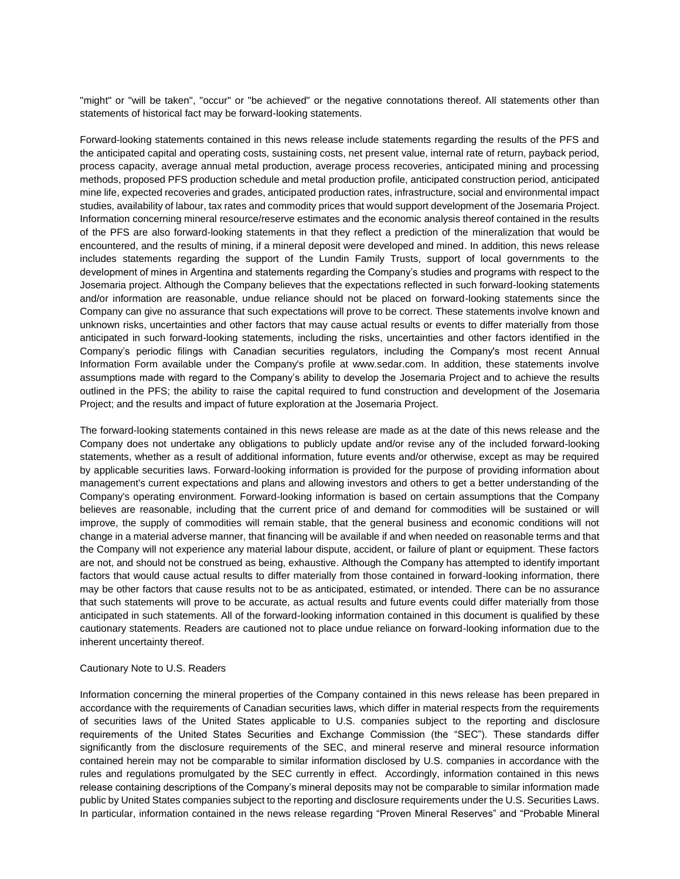"might" or "will be taken", "occur" or "be achieved" or the negative connotations thereof. All statements other than statements of historical fact may be forward-looking statements.

Forward-looking statements contained in this news release include statements regarding the results of the PFS and the anticipated capital and operating costs, sustaining costs, net present value, internal rate of return, payback period, process capacity, average annual metal production, average process recoveries, anticipated mining and processing methods, proposed PFS production schedule and metal production profile, anticipated construction period, anticipated mine life, expected recoveries and grades, anticipated production rates, infrastructure, social and environmental impact studies, availability of labour, tax rates and commodity prices that would support development of the Josemaria Project. Information concerning mineral resource/reserve estimates and the economic analysis thereof contained in the results of the PFS are also forward-looking statements in that they reflect a prediction of the mineralization that would be encountered, and the results of mining, if a mineral deposit were developed and mined. In addition, this news release includes statements regarding the support of the Lundin Family Trusts, support of local governments to the development of mines in Argentina and statements regarding the Company's studies and programs with respect to the Josemaria project. Although the Company believes that the expectations reflected in such forward-looking statements and/or information are reasonable, undue reliance should not be placed on forward-looking statements since the Company can give no assurance that such expectations will prove to be correct. These statements involve known and unknown risks, uncertainties and other factors that may cause actual results or events to differ materially from those anticipated in such forward-looking statements, including the risks, uncertainties and other factors identified in the Company's periodic filings with Canadian securities regulators, including the Company's most recent Annual Information Form available under the Company's profile at www.sedar.com. In addition, these statements involve assumptions made with regard to the Company's ability to develop the Josemaria Project and to achieve the results outlined in the PFS; the ability to raise the capital required to fund construction and development of the Josemaria Project; and the results and impact of future exploration at the Josemaria Project.

The forward-looking statements contained in this news release are made as at the date of this news release and the Company does not undertake any obligations to publicly update and/or revise any of the included forward-looking statements, whether as a result of additional information, future events and/or otherwise, except as may be required by applicable securities laws. Forward-looking information is provided for the purpose of providing information about management's current expectations and plans and allowing investors and others to get a better understanding of the Company's operating environment. Forward-looking information is based on certain assumptions that the Company believes are reasonable, including that the current price of and demand for commodities will be sustained or will improve, the supply of commodities will remain stable, that the general business and economic conditions will not change in a material adverse manner, that financing will be available if and when needed on reasonable terms and that the Company will not experience any material labour dispute, accident, or failure of plant or equipment. These factors are not, and should not be construed as being, exhaustive. Although the Company has attempted to identify important factors that would cause actual results to differ materially from those contained in forward-looking information, there may be other factors that cause results not to be as anticipated, estimated, or intended. There can be no assurance that such statements will prove to be accurate, as actual results and future events could differ materially from those anticipated in such statements. All of the forward-looking information contained in this document is qualified by these cautionary statements. Readers are cautioned not to place undue reliance on forward-looking information due to the inherent uncertainty thereof.

Cautionary Note to U.S. Readers

Information concerning the mineral properties of the Company contained in this news release has been prepared in accordance with the requirements of Canadian securities laws, which differ in material respects from the requirements of securities laws of the United States applicable to U.S. companies subject to the reporting and disclosure requirements of the United States Securities and Exchange Commission (the "SEC"). These standards differ significantly from the disclosure requirements of the SEC, and mineral reserve and mineral resource information contained herein may not be comparable to similar information disclosed by U.S. companies in accordance with the rules and regulations promulgated by the SEC currently in effect. Accordingly, information contained in this news release containing descriptions of the Company's mineral deposits may not be comparable to similar information made public by United States companies subject to the reporting and disclosure requirements under the U.S. Securities Laws. In particular, information contained in the news release regarding "Proven Mineral Reserves" and "Probable Mineral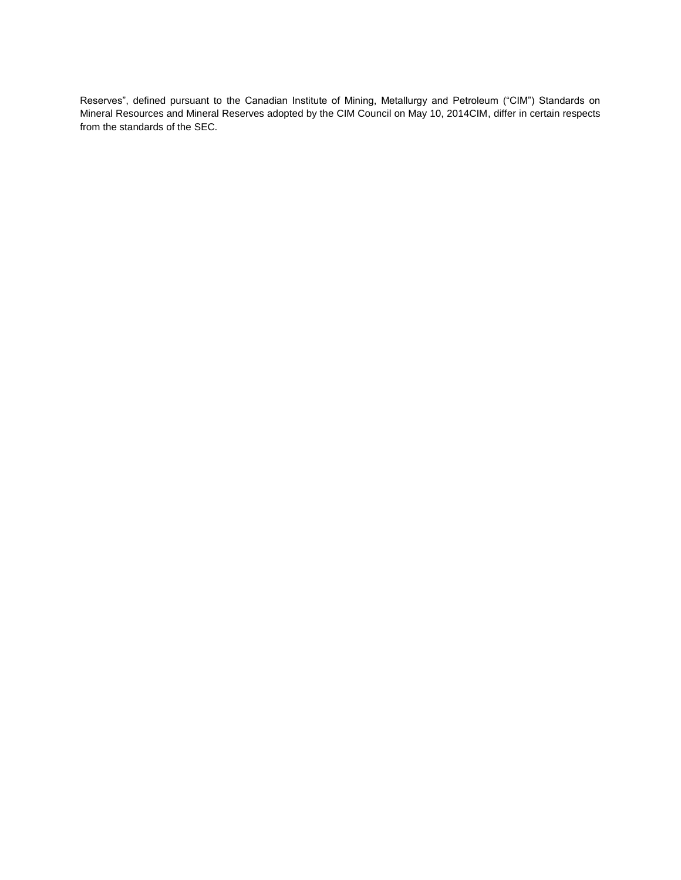Reserves", defined pursuant to the Canadian Institute of Mining, Metallurgy and Petroleum ("CIM") Standards on Mineral Resources and Mineral Reserves adopted by the CIM Council on May 10, 2014CIM, differ in certain respects from the standards of the SEC.